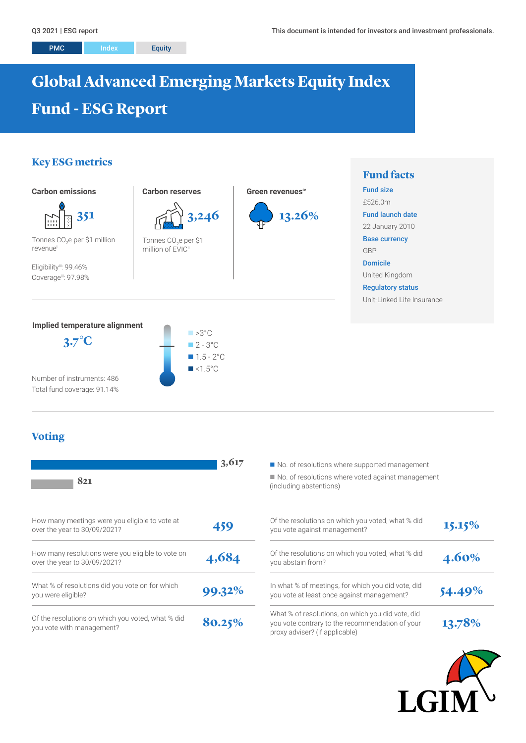Q3 2021 | ESG report

This document is intended for investors and investment professionals.

PMC | Index | Equity

# Global Advanced Emerging Markets Equity Index Fund - ESG Report

## Key ESG metrics

### Carbon emissions

**351**

Tonnes $CO_2$e per $1 million revenue[i]

Eligibility[iii]: 99.46%

Coverage[iii]: 97.98%

### Carbon reserves

**3,246**

Tonnes $CO_2$e per $1 million of EVIC[ii]

### Green revenues[iv]

**13.26%**

### Implied temperature alignment

**3.7°C**

- >3°C
- 2 - 3°C
- 1.5 - 2°C
- <1.5°C

Number of instruments: 486

Total fund coverage: 91.14%

## Fund facts

**Fund size**

£526.0m

**Fund launch date**

22 January 2010

**Base currency**

GBP

**Domicile**

United Kingdom

**Regulatory status**

Unit-Linked Life Insurance

## Voting

- No. of resolutions where supported management: **3,617**
- No. of resolutions where voted against management (including abstentions): **821**

| Question | Value |
|---|---|
| How many meetings were you eligible to vote at over the year to 30/09/2021? | 459 |
| How many resolutions were you eligible to vote on over the year to 30/09/2021? | 4,684 |
| What % of resolutions did you vote on for which you were eligible? | 99.32% |
| Of the resolutions on which you voted, what % did you vote with management? | 80.25% |
| Of the resolutions on which you voted, what % did you vote against management? | 15.15% |
| Of the resolutions on which you voted, what % did you abstain from? | 4.60% |
| In what % of meetings, for which you did vote, did you vote at least once against management? | 54.49% |
| What % of resolutions, on which you did vote, did you vote contrary to the recommendation of your proxy adviser? (if applicable) | 13.78% |

LGIM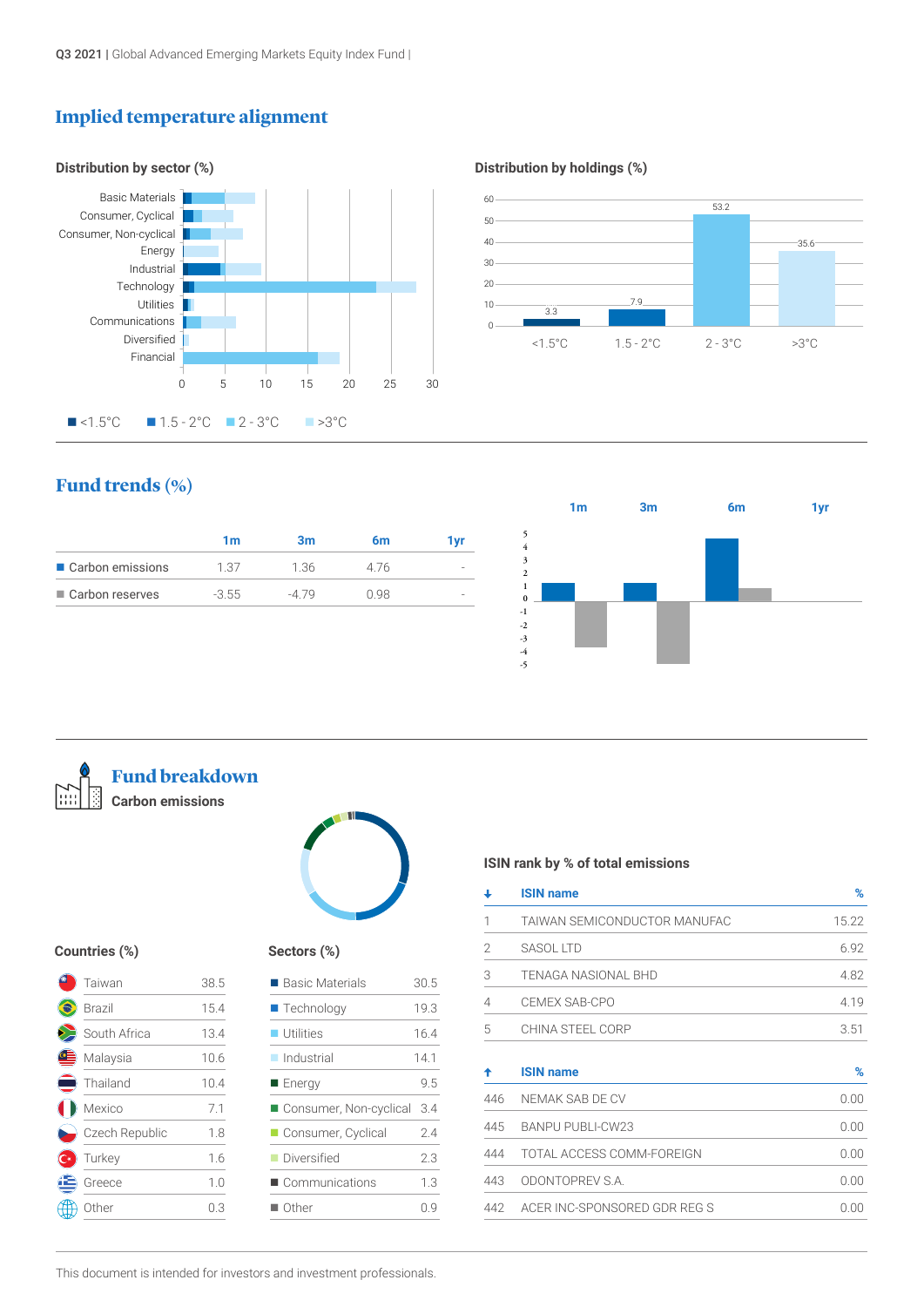## Implied temperature alignment

**Distribution by sector (%)**

Basic Materials
Consumer, Cyclical
Consumer, Non-cyclical
Energy
Industrial
Technology
Utilities
Communications
Diversified
Financial

0 5 10 15 20 25 30

■ <1.5°C ■ 1.5 - 2°C ■ 2 - 3°C ■ >3°C

**Distribution by holdings (%)**

| <1.5°C | 1.5 - 2°C | 2 - 3°C | >3°C |
|---|---|---|---|
| 3.3 | 7.9 | 53.2 | 35.6 |

## Fund trends (%)

| | 1m | 3m | 6m | 1yr |
|---|---|---|---|---|
| Carbon emissions | 1.37 | 1.36 | 4.76 | - |
| Carbon reserves | -3.55 | -4.79 | 0.98 | - |

## Fund breakdown

**Carbon emissions**

**Countries (%)**

| Country | % |
|---|---|
| Taiwan | 38.5 |
| Brazil | 15.4 |
| South Africa | 13.4 |
| Malaysia | 10.6 |
| Thailand | 10.4 |
| Mexico | 7.1 |
| Czech Republic | 1.8 |
| Turkey | 1.6 |
| Greece | 1.0 |
| Other | 0.3 |

**Sectors (%)**

| Sector | % |
|---|---|
| Basic Materials | 30.5 |
| Technology | 19.3 |
| Utilities | 16.4 |
| Industrial | 14.1 |
| Energy | 9.5 |
| Consumer, Non-cyclical | 3.4 |
| Consumer, Cyclical | 2.4 |
| Diversified | 2.3 |
| Communications | 1.3 |
| Other | 0.9 |

**ISIN rank by % of total emissions**

| ↓ | ISIN name | % |
|---|---|---|
| 1 | TAIWAN SEMICONDUCTOR MANUFAC | 15.22 |
| 2 | SASOL LTD | 6.92 |
| 3 | TENAGA NASIONAL BHD | 4.82 |
| 4 | CEMEX SAB-CPO | 4.19 |
| 5 | CHINA STEEL CORP | 3.51 |

| ↑ | ISIN name | % |
|---|---|---|
| 446 | NEMAK SAB DE CV | 0.00 |
| 445 | BANPU PUBLI-CW23 | 0.00 |
| 444 | TOTAL ACCESS COMM-FOREIGN | 0.00 |
| 443 | ODONTOPREV S.A. | 0.00 |
| 442 | ACER INC-SPONSORED GDR REG S | 0.00 |

This document is intended for investors and investment professionals.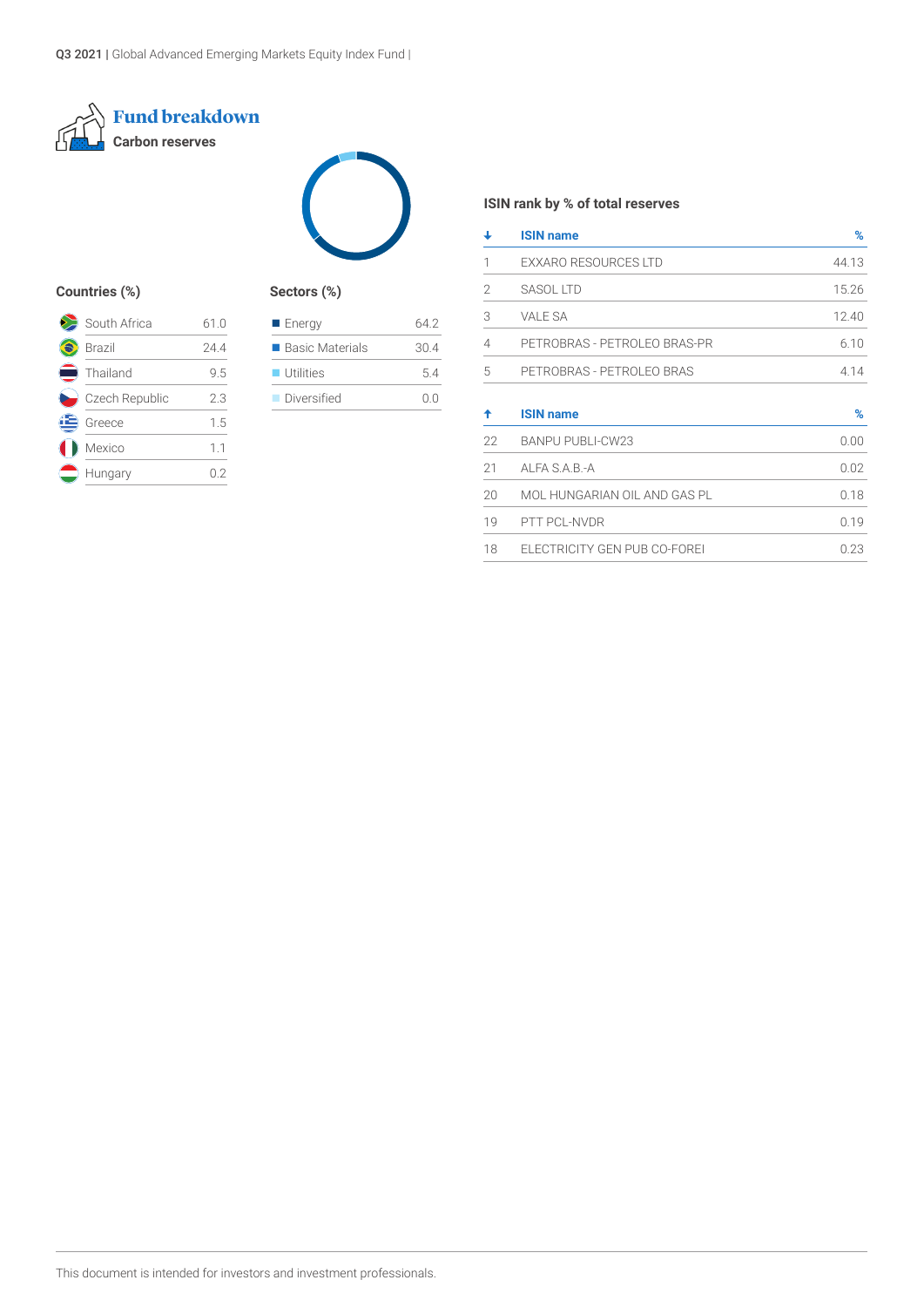# Fund breakdown

## Carbon reserves

### Countries (%)

| Country | % |
| --- | --- |
| South Africa | 61.0 |
| Brazil | 24.4 |
| Thailand | 9.5 |
| Czech Republic | 2.3 |
| Greece | 1.5 |
| Mexico | 1.1 |
| Hungary | 0.2 |

### Sectors (%)

| Sector | % |
| --- | --- |
| Energy | 64.2 |
| Basic Materials | 30.4 |
| Utilities | 5.4 |
| Diversified | 0.0 |

### ISIN rank by % of total reserves

| ↓ | ISIN name | % |
| --- | --- | --- |
| 1 | EXXARO RESOURCES LTD | 44.13 |
| 2 | SASOL LTD | 15.26 |
| 3 | VALE SA | 12.40 |
| 4 | PETROBRAS - PETROLEO BRAS-PR | 6.10 |
| 5 | PETROBRAS - PETROLEO BRAS | 4.14 |

| ↑ | ISIN name | % |
| --- | --- | --- |
| 22 | BANPU PUBLI-CW23 | 0.00 |
| 21 | ALFA S.A.B.-A | 0.02 |
| 20 | MOL HUNGARIAN OIL AND GAS PL | 0.18 |
| 19 | PTT PCL-NVDR | 0.19 |
| 18 | ELECTRICITY GEN PUB CO-FOREI | 0.23 |

This document is intended for investors and investment professionals.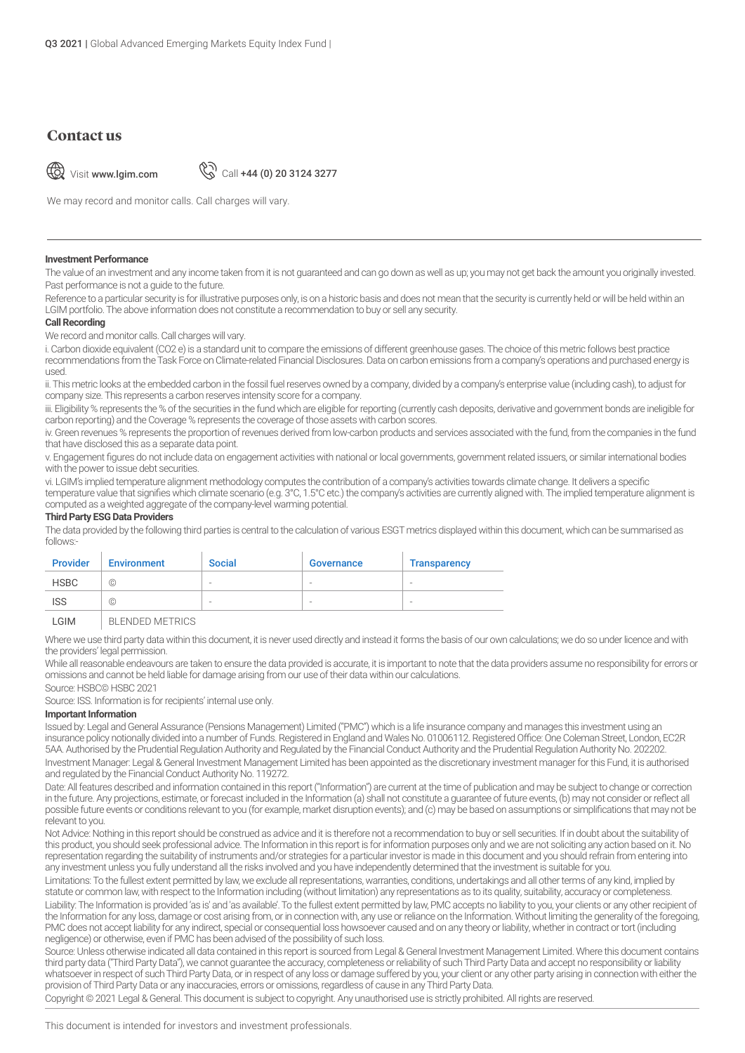## Contact us

Visit www.lgim.com

Call +44 (0) 20 3124 3277

We may record and monitor calls. Call charges will vary.

**Investment Performance**

The value of an investment and any income taken from it is not guaranteed and can go down as well as up; you may not get back the amount you originally invested. Past performance is not a guide to the future.

Reference to a particular security is for illustrative purposes only, is on a historic basis and does not mean that the security is currently held or will be held within an LGIM portfolio. The above information does not constitute a recommendation to buy or sell any security.

**Call Recording**

We record and monitor calls. Call charges will vary.

i. Carbon dioxide equivalent ($CO_2$ e) is a standard unit to compare the emissions of different greenhouse gases. The choice of this metric follows best practice recommendations from the Task Force on Climate-related Financial Disclosures. Data on carbon emissions from a company's operations and purchased energy is used.

ii. This metric looks at the embedded carbon in the fossil fuel reserves owned by a company, divided by a company's enterprise value (including cash), to adjust for company size. This represents a carbon reserves intensity score for a company.

iii. Eligibility % represents the % of the securities in the fund which are eligible for reporting (currently cash deposits, derivative and government bonds are ineligible for carbon reporting) and the Coverage % represents the coverage of those assets with carbon scores.

iv. Green revenues % represents the proportion of revenues derived from low-carbon products and services associated with the fund, from the companies in the fund that have disclosed this as a separate data point.

v. Engagement figures do not include data on engagement activities with national or local governments, government related issuers, or similar international bodies with the power to issue debt securities.

vi. LGIM's implied temperature alignment methodology computes the contribution of a company's activities towards climate change. It delivers a specific temperature value that signifies which climate scenario (e.g. 3°C, 1.5°C etc.) the company's activities are currently aligned with. The implied temperature alignment is computed as a weighted aggregate of the company-level warming potential.

**Third Party ESG Data Providers**

The data provided by the following third parties is central to the calculation of various ESGT metrics displayed within this document, which can be summarised as follows:-

| Provider | Environment | Social | Governance | Transparency |
|---|---|---|---|---|
| HSBC | © | - | - | - |
| ISS | © | - | - | - |
| LGIM | BLENDED METRICS | | | |

Where we use third party data within this document, it is never used directly and instead it forms the basis of our own calculations; we do so under licence and with the providers' legal permission.

While all reasonable endeavours are taken to ensure the data provided is accurate, it is important to note that the data providers assume no responsibility for errors or omissions and cannot be held liable for damage arising from our use of their data within our calculations.

Source: HSBC© HSBC 2021

Source: ISS. Information is for recipients' internal use only.

**Important Information**

Issued by: Legal and General Assurance (Pensions Management) Limited ("PMC") which is a life insurance company and manages this investment using an insurance policy notionally divided into a number of Funds. Registered in England and Wales No. 01006112. Registered Office: One Coleman Street, London, EC2R 5AA. Authorised by the Prudential Regulation Authority and Regulated by the Financial Conduct Authority and the Prudential Regulation Authority No. 202202.

Investment Manager: Legal & General Investment Management Limited has been appointed as the discretionary investment manager for this Fund, it is authorised and regulated by the Financial Conduct Authority No. 119272.

Date: All features described and information contained in this report ("Information") are current at the time of publication and may be subject to change or correction in the future. Any projections, estimate, or forecast included in the Information (a) shall not constitute a guarantee of future events, (b) may not consider or reflect all possible future events or conditions relevant to you (for example, market disruption events); and (c) may be based on assumptions or simplifications that may not be relevant to you.

Not Advice: Nothing in this report should be construed as advice and it is therefore not a recommendation to buy or sell securities. If in doubt about the suitability of this product, you should seek professional advice. The Information in this report is for information purposes only and we are not soliciting any action based on it. No representation regarding the suitability of instruments and/or strategies for a particular investor is made in this document and you should refrain from entering into any investment unless you fully understand all the risks involved and you have independently determined that the investment is suitable for you.

Limitations: To the fullest extent permitted by law, we exclude all representations, warranties, conditions, undertakings and all other terms of any kind, implied by statute or common law, with respect to the Information including (without limitation) any representations as to its quality, suitability, accuracy or completeness.

Liability: The Information is provided 'as is' and 'as available'. To the fullest extent permitted by law, PMC accepts no liability to you, your clients or any other recipient of the Information for any loss, damage or cost arising from, or in connection with, any use or reliance on the Information. Without limiting the generality of the foregoing, PMC does not accept liability for any indirect, special or consequential loss howsoever caused and on any theory or liability, whether in contract or tort (including negligence) or otherwise, even if PMC has been advised of the possibility of such loss.

Source: Unless otherwise indicated all data contained in this report is sourced from Legal & General Investment Management Limited. Where this document contains third party data ("Third Party Data"), we cannot guarantee the accuracy, completeness or reliability of such Third Party Data and accept no responsibility or liability whatsoever in respect of such Third Party Data, or in respect of any loss or damage suffered by you, your client or any other party arising in connection with either the provision of Third Party Data or any inaccuracies, errors or omissions, regardless of cause in any Third Party Data.

Copyright © 2021 Legal & General. This document is subject to copyright. Any unauthorised use is strictly prohibited. All rights are reserved.

This document is intended for investors and investment professionals.